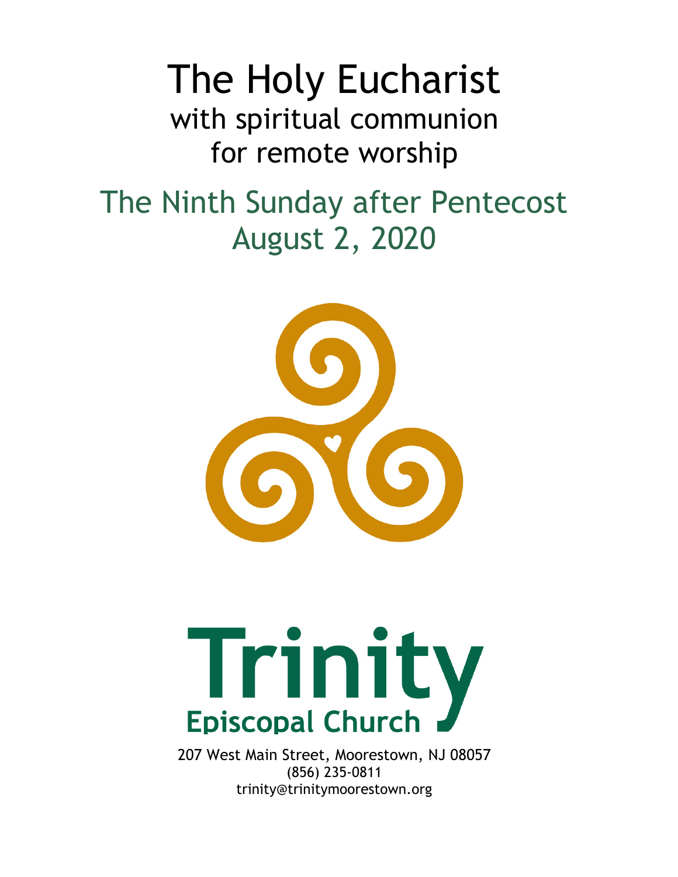# The Holy Eucharist

with spiritual communion
for remote worship

## The Ninth Sunday after Pentecost
## August 2, 2020

**Trinity**
**Episcopal Church**

207 West Main Street, Moorestown, NJ 08057
(856) 235-0811
trinity@trinitymoorestown.org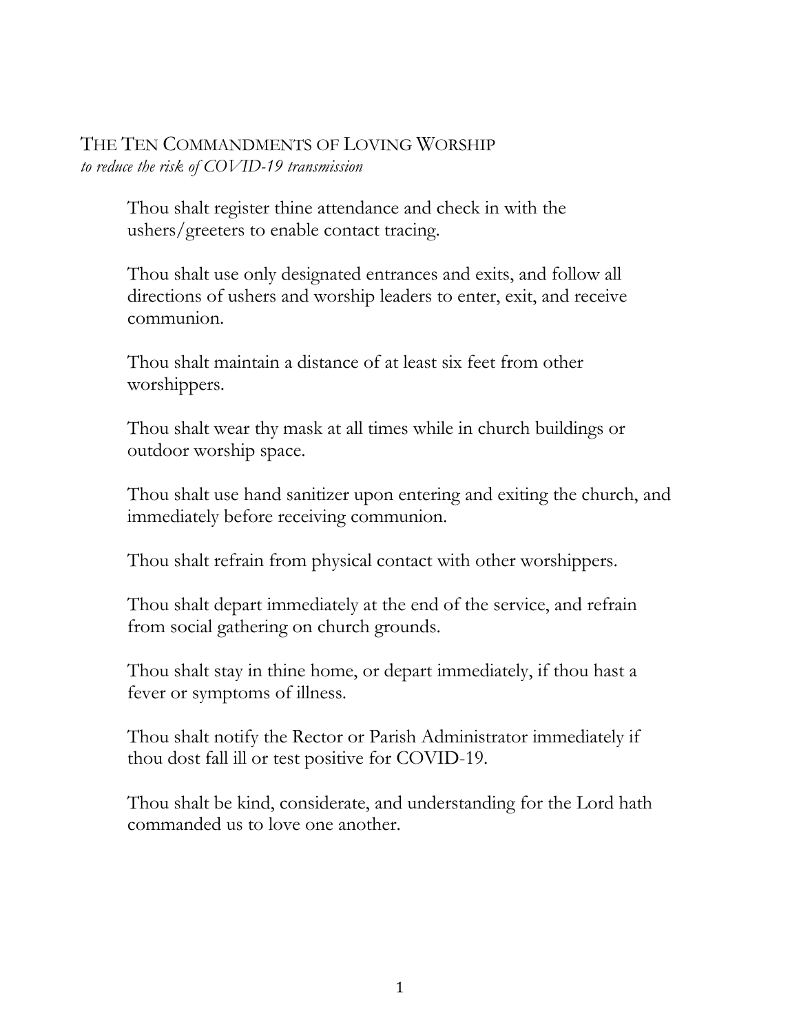## The Ten Commandments of Loving Worship

*to reduce the risk of COVID-19 transmission*

Thou shalt register thine attendance and check in with the ushers/greeters to enable contact tracing.

Thou shalt use only designated entrances and exits, and follow all directions of ushers and worship leaders to enter, exit, and receive communion.

Thou shalt maintain a distance of at least six feet from other worshippers.

Thou shalt wear thy mask at all times while in church buildings or outdoor worship space.

Thou shalt use hand sanitizer upon entering and exiting the church, and immediately before receiving communion.

Thou shalt refrain from physical contact with other worshippers.

Thou shalt depart immediately at the end of the service, and refrain from social gathering on church grounds.

Thou shalt stay in thine home, or depart immediately, if thou hast a fever or symptoms of illness.

Thou shalt notify the Rector or Parish Administrator immediately if thou dost fall ill or test positive for COVID-19.

Thou shalt be kind, considerate, and understanding for the Lord hath commanded us to love one another.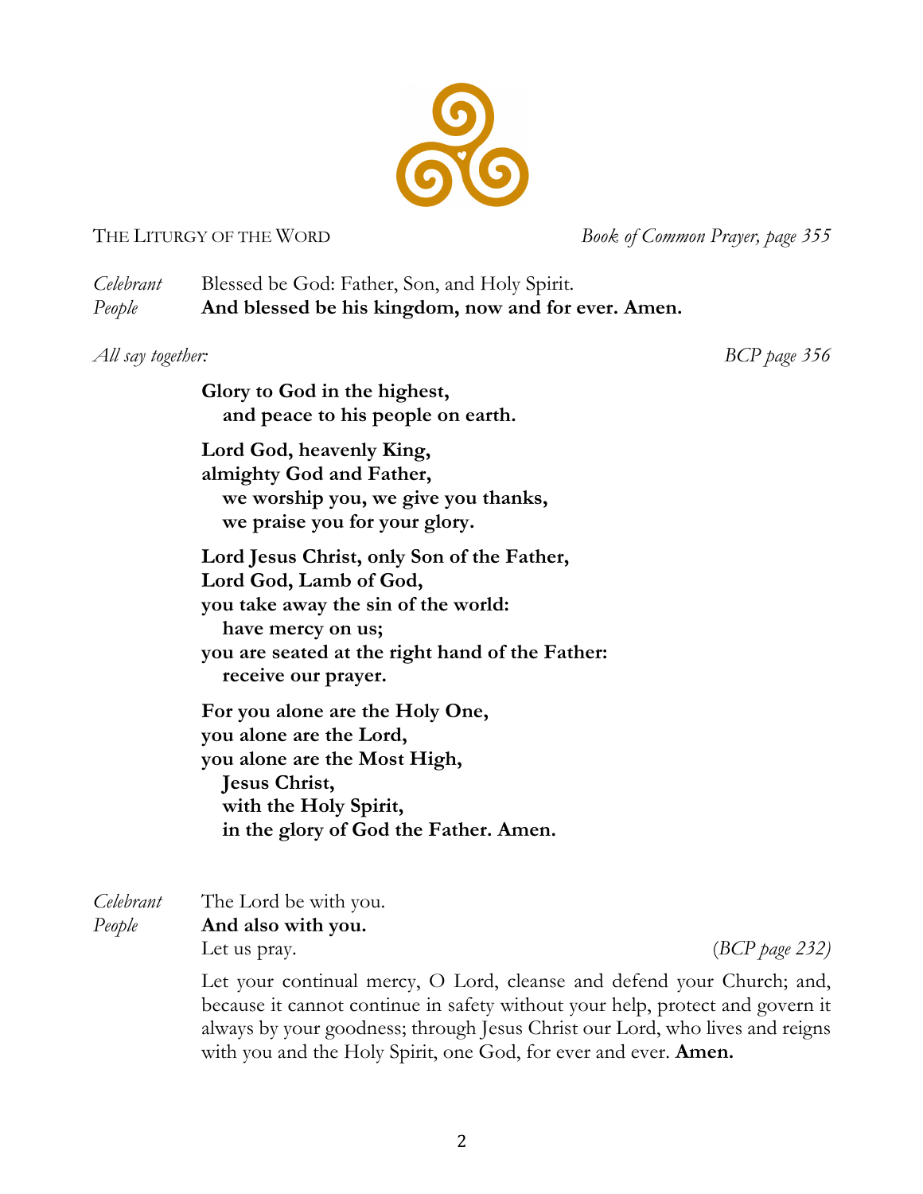## The Liturgy of the Word

*Book of Common Prayer, page 355*

*Celebrant* Blessed be God: Father, Son, and Holy Spirit.
*People* **And blessed be his kingdom, now and for ever. Amen.**

*All say together:* *BCP page 356*

**Glory to God in the highest,**
**and peace to his people on earth.**

**Lord God, heavenly King,**
**almighty God and Father,**
**we worship you, we give you thanks,**
**we praise you for your glory.**

**Lord Jesus Christ, only Son of the Father,**
**Lord God, Lamb of God,**
**you take away the sin of the world:**
**have mercy on us;**
**you are seated at the right hand of the Father:**
**receive our prayer.**

**For you alone are the Holy One,**
**you alone are the Lord,**
**you alone are the Most High,**
**Jesus Christ,**
**with the Holy Spirit,**
**in the glory of God the Father. Amen.**

*Celebrant* The Lord be with you.
*People* **And also with you.**
Let us pray. *(BCP page 232)*

Let your continual mercy, O Lord, cleanse and defend your Church; and, because it cannot continue in safety without your help, protect and govern it always by your goodness; through Jesus Christ our Lord, who lives and reigns with you and the Holy Spirit, one God, for ever and ever. **Amen.**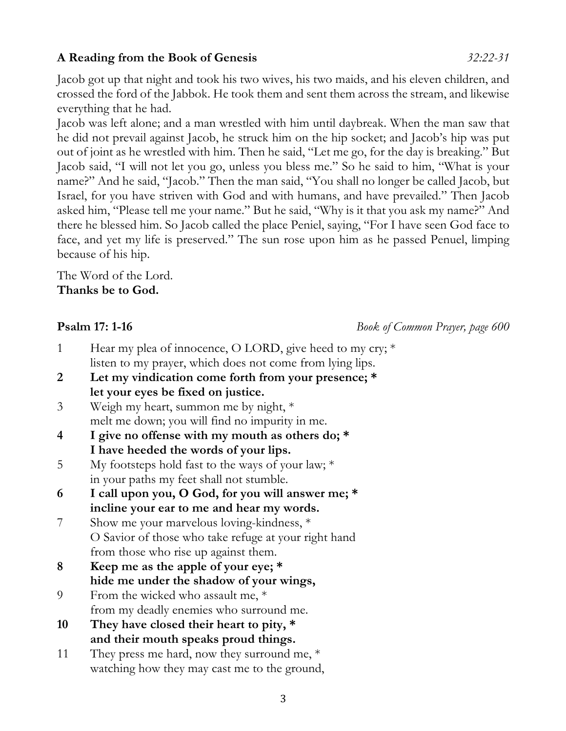**A Reading from the Book of Genesis** *32:22-31*

Jacob got up that night and took his two wives, his two maids, and his eleven children, and crossed the ford of the Jabbok. He took them and sent them across the stream, and likewise everything that he had.

Jacob was left alone; and a man wrestled with him until daybreak. When the man saw that he did not prevail against Jacob, he struck him on the hip socket; and Jacob's hip was put out of joint as he wrestled with him. Then he said, "Let me go, for the day is breaking." But Jacob said, "I will not let you go, unless you bless me." So he said to him, "What is your name?" And he said, "Jacob." Then the man said, "You shall no longer be called Jacob, but Israel, for you have striven with God and with humans, and have prevailed." Then Jacob asked him, "Please tell me your name." But he said, "Why is it that you ask my name?" And there he blessed him. So Jacob called the place Peniel, saying, "For I have seen God face to face, and yet my life is preserved." The sun rose upon him as he passed Penuel, limping because of his hip.

The Word of the Lord.
**Thanks be to God.**

**Psalm 17: 1-16** *Book of Common Prayer, page 600*

1 Hear my plea of innocence, O LORD, give heed to my cry; *
listen to my prayer, which does not come from lying lips.

**2 Let my vindication come forth from your presence; ***
**let your eyes be fixed on justice.**

3 Weigh my heart, summon me by night, *
melt me down; you will find no impurity in me.

**4 I give no offense with my mouth as others do; ***
**I have heeded the words of your lips.**

5 My footsteps hold fast to the ways of your law; *
in your paths my feet shall not stumble.

**6 I call upon you, O God, for you will answer me; ***
**incline your ear to me and hear my words.**

7 Show me your marvelous loving-kindness, *
O Savior of those who take refuge at your right hand
from those who rise up against them.

**8 Keep me as the apple of your eye; ***
**hide me under the shadow of your wings,**

9 From the wicked who assault me, *
from my deadly enemies who surround me.

**10 They have closed their heart to pity, ***
**and their mouth speaks proud things.**

11 They press me hard, now they surround me, *
watching how they may cast me to the ground,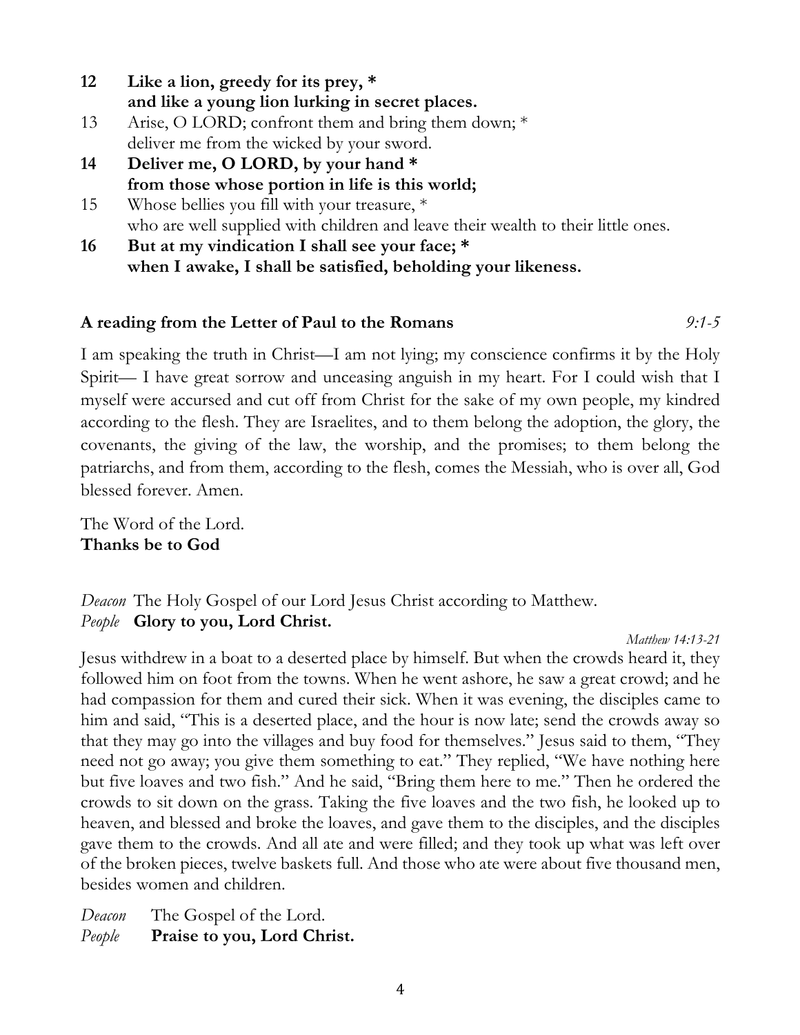**12 Like a lion, greedy for its prey, \***
**and like a young lion lurking in secret places.**

13 Arise, O LORD; confront them and bring them down; *
deliver me from the wicked by your sword.

**14 Deliver me, O LORD, by your hand \***
**from those whose portion in life is this world;**

15 Whose bellies you fill with your treasure, *
who are well supplied with children and leave their wealth to their little ones.

**16 But at my vindication I shall see your face; \***
**when I awake, I shall be satisfied, beholding your likeness.**

**A reading from the Letter of Paul to the Romans** *9:1-5*

I am speaking the truth in Christ—I am not lying; my conscience confirms it by the Holy Spirit— I have great sorrow and unceasing anguish in my heart. For I could wish that I myself were accursed and cut off from Christ for the sake of my own people, my kindred according to the flesh. They are Israelites, and to them belong the adoption, the glory, the covenants, the giving of the law, the worship, and the promises; to them belong the patriarchs, and from them, according to the flesh, comes the Messiah, who is over all, God blessed forever. Amen.

The Word of the Lord.
**Thanks be to God**

*Deacon* The Holy Gospel of our Lord Jesus Christ according to Matthew.
*People* **Glory to you, Lord Christ.**

*Matthew 14:13-21*

Jesus withdrew in a boat to a deserted place by himself. But when the crowds heard it, they followed him on foot from the towns. When he went ashore, he saw a great crowd; and he had compassion for them and cured their sick. When it was evening, the disciples came to him and said, "This is a deserted place, and the hour is now late; send the crowds away so that they may go into the villages and buy food for themselves." Jesus said to them, "They need not go away; you give them something to eat." They replied, "We have nothing here but five loaves and two fish." And he said, "Bring them here to me." Then he ordered the crowds to sit down on the grass. Taking the five loaves and the two fish, he looked up to heaven, and blessed and broke the loaves, and gave them to the disciples, and the disciples gave them to the crowds. And all ate and were filled; and they took up what was left over of the broken pieces, twelve baskets full. And those who ate were about five thousand men, besides women and children.

*Deacon* The Gospel of the Lord.
*People* **Praise to you, Lord Christ.**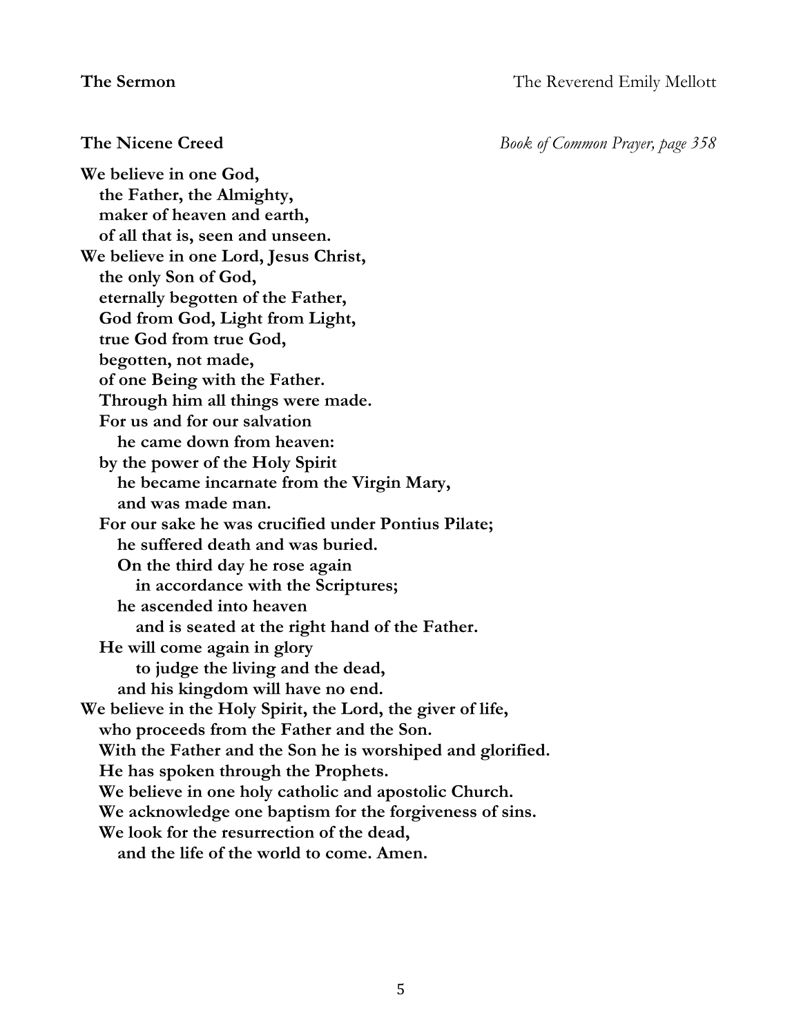**The Sermon** The Reverend Emily Mellott

**The Nicene Creed** *Book of Common Prayer, page 358*

**We believe in one God,**
**the Father, the Almighty,**
**maker of heaven and earth,**
**of all that is, seen and unseen.**
**We believe in one Lord, Jesus Christ,**
**the only Son of God,**
**eternally begotten of the Father,**
**God from God, Light from Light,**
**true God from true God,**
**begotten, not made,**
**of one Being with the Father.**
**Through him all things were made.**
**For us and for our salvation**
**he came down from heaven:**
**by the power of the Holy Spirit**
**he became incarnate from the Virgin Mary,**
**and was made man.**
**For our sake he was crucified under Pontius Pilate;**
**he suffered death and was buried.**
**On the third day he rose again**
**in accordance with the Scriptures;**
**he ascended into heaven**
**and is seated at the right hand of the Father.**
**He will come again in glory**
**to judge the living and the dead,**
**and his kingdom will have no end.**
**We believe in the Holy Spirit, the Lord, the giver of life,**
**who proceeds from the Father and the Son.**
**With the Father and the Son he is worshiped and glorified.**
**He has spoken through the Prophets.**
**We believe in one holy catholic and apostolic Church.**
**We acknowledge one baptism for the forgiveness of sins.**
**We look for the resurrection of the dead,**
**and the life of the world to come. Amen.**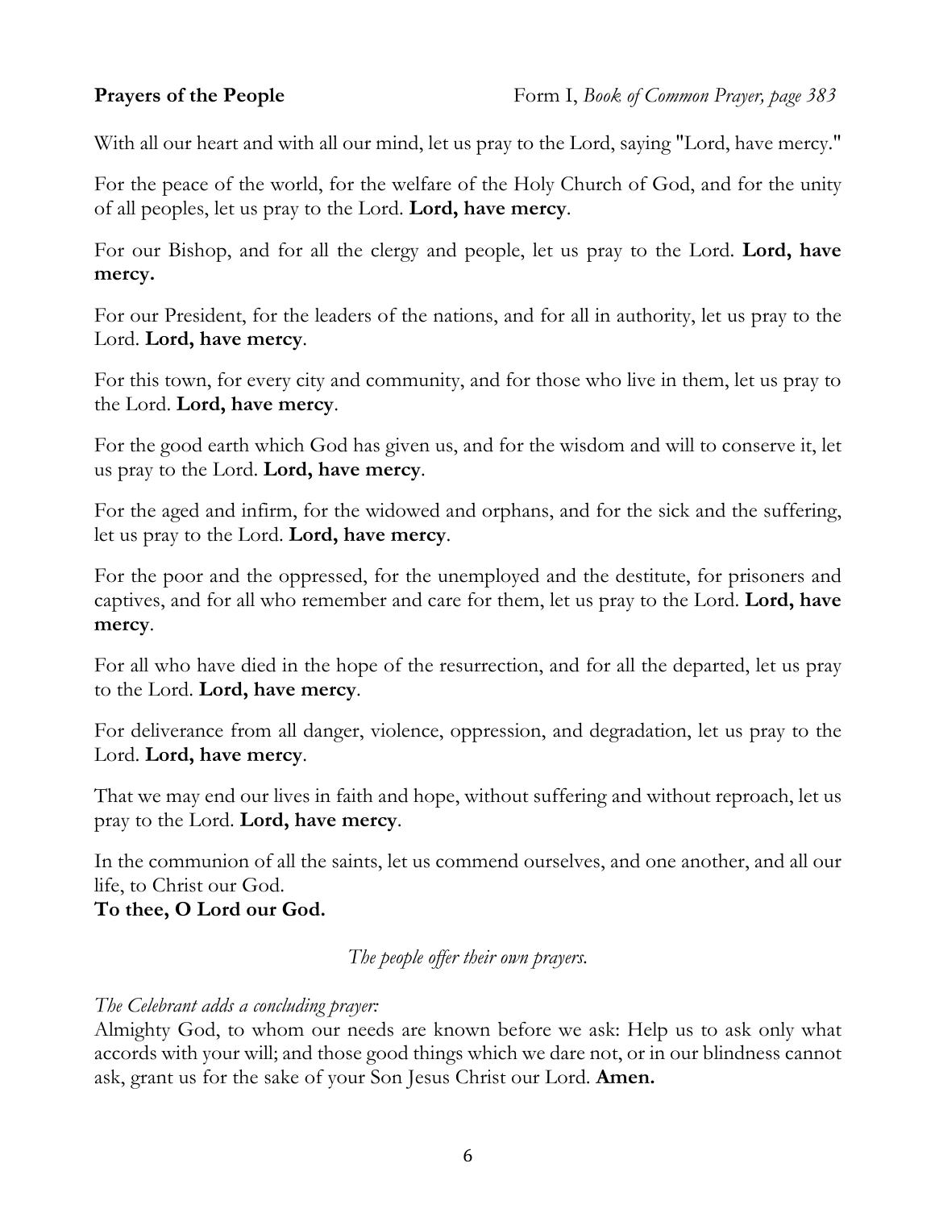**Prayers of the People** Form I, *Book of Common Prayer, page 383*

With all our heart and with all our mind, let us pray to the Lord, saying "Lord, have mercy."

For the peace of the world, for the welfare of the Holy Church of God, and for the unity of all peoples, let us pray to the Lord. **Lord, have mercy**.

For our Bishop, and for all the clergy and people, let us pray to the Lord. **Lord, have mercy.**

For our President, for the leaders of the nations, and for all in authority, let us pray to the Lord. **Lord, have mercy**.

For this town, for every city and community, and for those who live in them, let us pray to the Lord. **Lord, have mercy**.

For the good earth which God has given us, and for the wisdom and will to conserve it, let us pray to the Lord. **Lord, have mercy**.

For the aged and infirm, for the widowed and orphans, and for the sick and the suffering, let us pray to the Lord. **Lord, have mercy**.

For the poor and the oppressed, for the unemployed and the destitute, for prisoners and captives, and for all who remember and care for them, let us pray to the Lord. **Lord, have mercy**.

For all who have died in the hope of the resurrection, and for all the departed, let us pray to the Lord. **Lord, have mercy**.

For deliverance from all danger, violence, oppression, and degradation, let us pray to the Lord. **Lord, have mercy**.

That we may end our lives in faith and hope, without suffering and without reproach, let us pray to the Lord. **Lord, have mercy**.

In the communion of all the saints, let us commend ourselves, and one another, and all our life, to Christ our God.
**To thee, O Lord our God.**

*The people offer their own prayers.*

*The Celebrant adds a concluding prayer:*
Almighty God, to whom our needs are known before we ask: Help us to ask only what accords with your will; and those good things which we dare not, or in our blindness cannot ask, grant us for the sake of your Son Jesus Christ our Lord. **Amen.**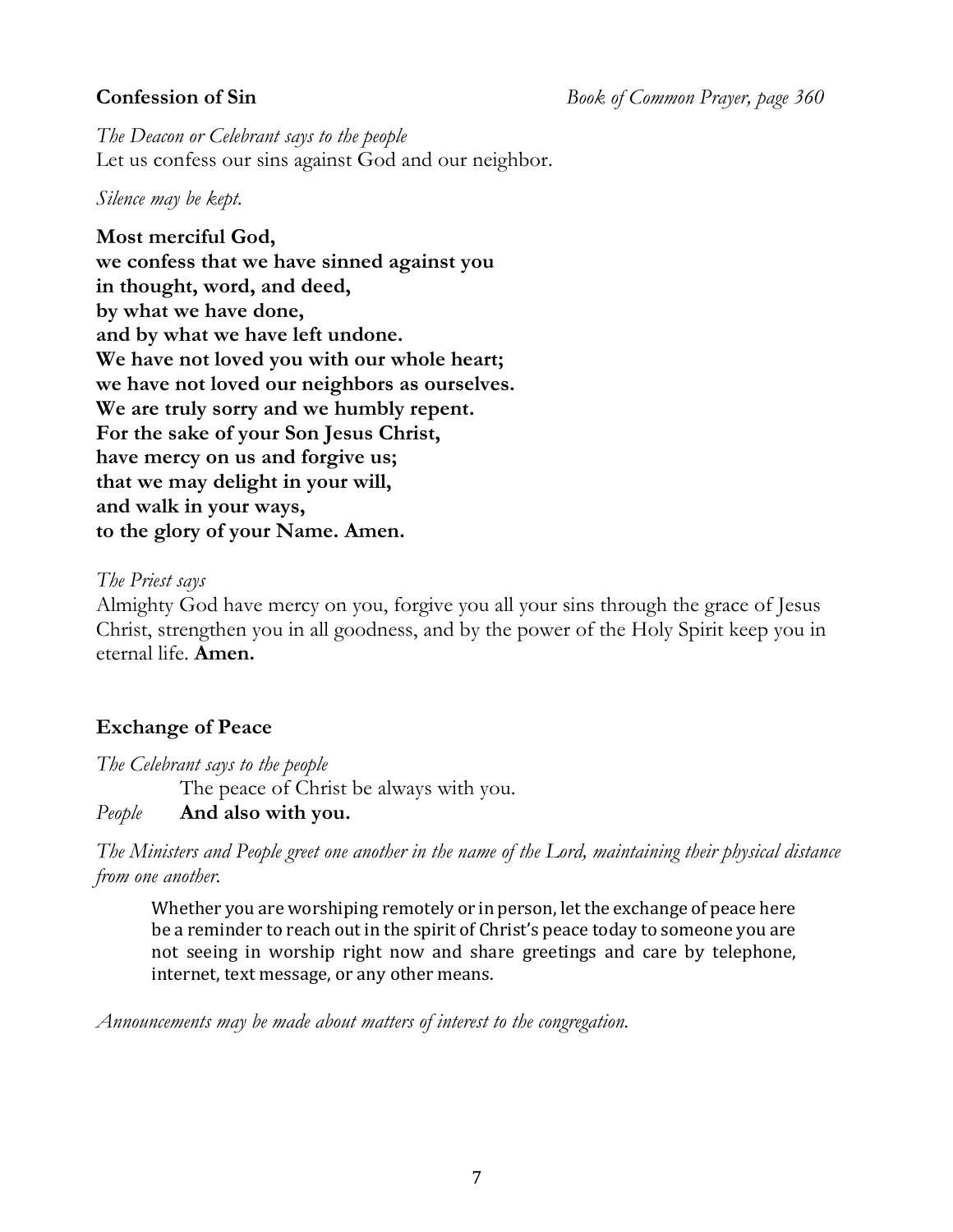**Confession of Sin** *Book of Common Prayer, page 360*

*The Deacon or Celebrant says to the people*
Let us confess our sins against God and our neighbor.

*Silence may be kept.*

**Most merciful God,**
**we confess that we have sinned against you**
**in thought, word, and deed,**
**by what we have done,**
**and by what we have left undone.**
**We have not loved you with our whole heart;**
**we have not loved our neighbors as ourselves.**
**We are truly sorry and we humbly repent.**
**For the sake of your Son Jesus Christ,**
**have mercy on us and forgive us;**
**that we may delight in your will,**
**and walk in your ways,**
**to the glory of your Name. Amen.**

*The Priest says*
Almighty God have mercy on you, forgive you all your sins through the grace of Jesus Christ, strengthen you in all goodness, and by the power of the Holy Spirit keep you in eternal life. **Amen.**

**Exchange of Peace**

*The Celebrant says to the people*
The peace of Christ be always with you.
*People* **And also with you.**

*The Ministers and People greet one another in the name of the Lord, maintaining their physical distance from one another.*

Whether you are worshiping remotely or in person, let the exchange of peace here be a reminder to reach out in the spirit of Christ's peace today to someone you are not seeing in worship right now and share greetings and care by telephone, internet, text message, or any other means.

*Announcements may be made about matters of interest to the congregation.*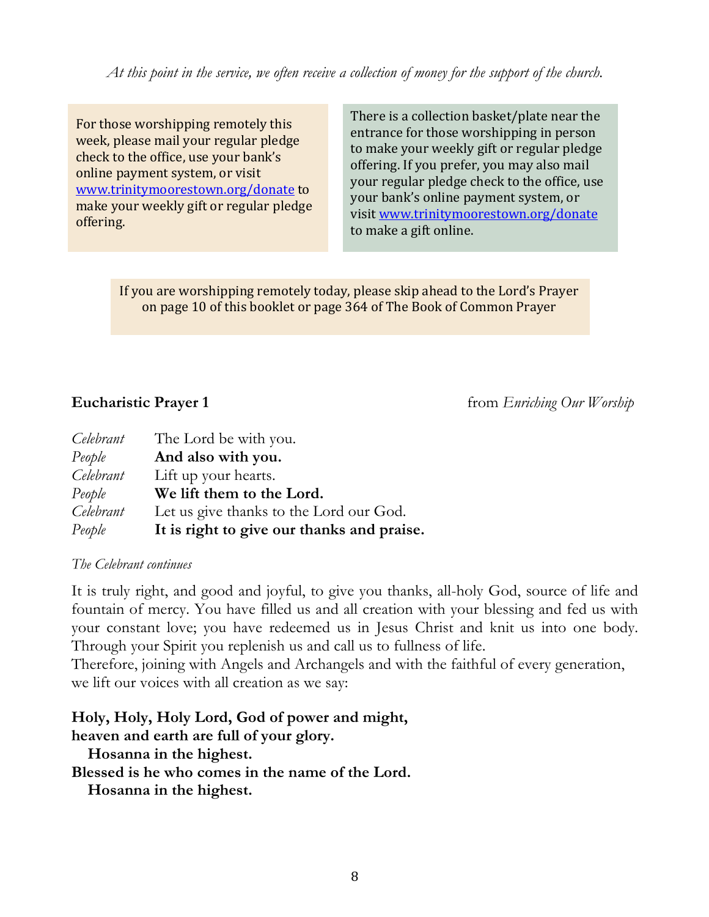*At this point in the service, we often receive a collection of money for the support of the church.*

For those worshipping remotely this week, please mail your regular pledge check to the office, use your bank's online payment system, or visit www.trinitymoorestown.org/donate to make your weekly gift or regular pledge offering.

There is a collection basket/plate near the entrance for those worshipping in person to make your weekly gift or regular pledge offering. If you prefer, you may also mail your regular pledge check to the office, use your bank's online payment system, or visit www.trinitymoorestown.org/donate to make a gift online.

If you are worshipping remotely today, please skip ahead to the Lord's Prayer on page 10 of this booklet or page 364 of The Book of Common Prayer

**Eucharistic Prayer 1** from *Enriching Our Worship*

*Celebrant* The Lord be with you.
*People* **And also with you.**
*Celebrant* Lift up your hearts.
*People* **We lift them to the Lord.**
*Celebrant* Let us give thanks to the Lord our God.
*People* **It is right to give our thanks and praise.**

*The Celebrant continues*

It is truly right, and good and joyful, to give you thanks, all-holy God, source of life and fountain of mercy. You have filled us and all creation with your blessing and fed us with your constant love; you have redeemed us in Jesus Christ and knit us into one body. Through your Spirit you replenish us and call us to fullness of life.
Therefore, joining with Angels and Archangels and with the faithful of every generation, we lift our voices with all creation as we say:

**Holy, Holy, Holy Lord, God of power and might,**
**heaven and earth are full of your glory.**
**Hosanna in the highest.**
**Blessed is he who comes in the name of the Lord.**
**Hosanna in the highest.**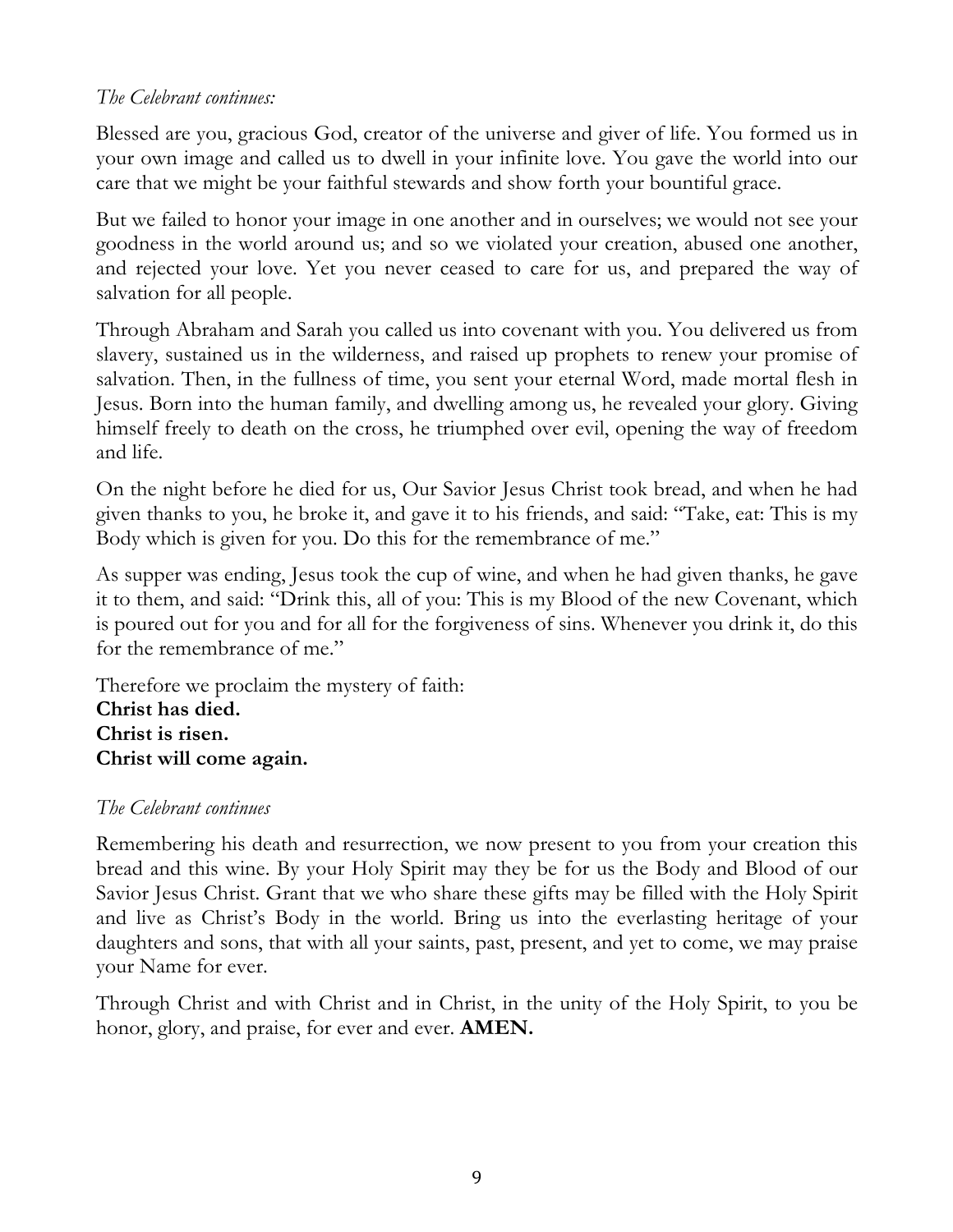*The Celebrant continues:*

Blessed are you, gracious God, creator of the universe and giver of life. You formed us in your own image and called us to dwell in your infinite love. You gave the world into our care that we might be your faithful stewards and show forth your bountiful grace.

But we failed to honor your image in one another and in ourselves; we would not see your goodness in the world around us; and so we violated your creation, abused one another, and rejected your love. Yet you never ceased to care for us, and prepared the way of salvation for all people.

Through Abraham and Sarah you called us into covenant with you. You delivered us from slavery, sustained us in the wilderness, and raised up prophets to renew your promise of salvation. Then, in the fullness of time, you sent your eternal Word, made mortal flesh in Jesus. Born into the human family, and dwelling among us, he revealed your glory. Giving himself freely to death on the cross, he triumphed over evil, opening the way of freedom and life.

On the night before he died for us, Our Savior Jesus Christ took bread, and when he had given thanks to you, he broke it, and gave it to his friends, and said: "Take, eat: This is my Body which is given for you. Do this for the remembrance of me."

As supper was ending, Jesus took the cup of wine, and when he had given thanks, he gave it to them, and said: "Drink this, all of you: This is my Blood of the new Covenant, which is poured out for you and for all for the forgiveness of sins. Whenever you drink it, do this for the remembrance of me."

Therefore we proclaim the mystery of faith:
**Christ has died.**
**Christ is risen.**
**Christ will come again.**

*The Celebrant continues*

Remembering his death and resurrection, we now present to you from your creation this bread and this wine. By your Holy Spirit may they be for us the Body and Blood of our Savior Jesus Christ. Grant that we who share these gifts may be filled with the Holy Spirit and live as Christ's Body in the world. Bring us into the everlasting heritage of your daughters and sons, that with all your saints, past, present, and yet to come, we may praise your Name for ever.

Through Christ and with Christ and in Christ, in the unity of the Holy Spirit, to you be honor, glory, and praise, for ever and ever. **AMEN.**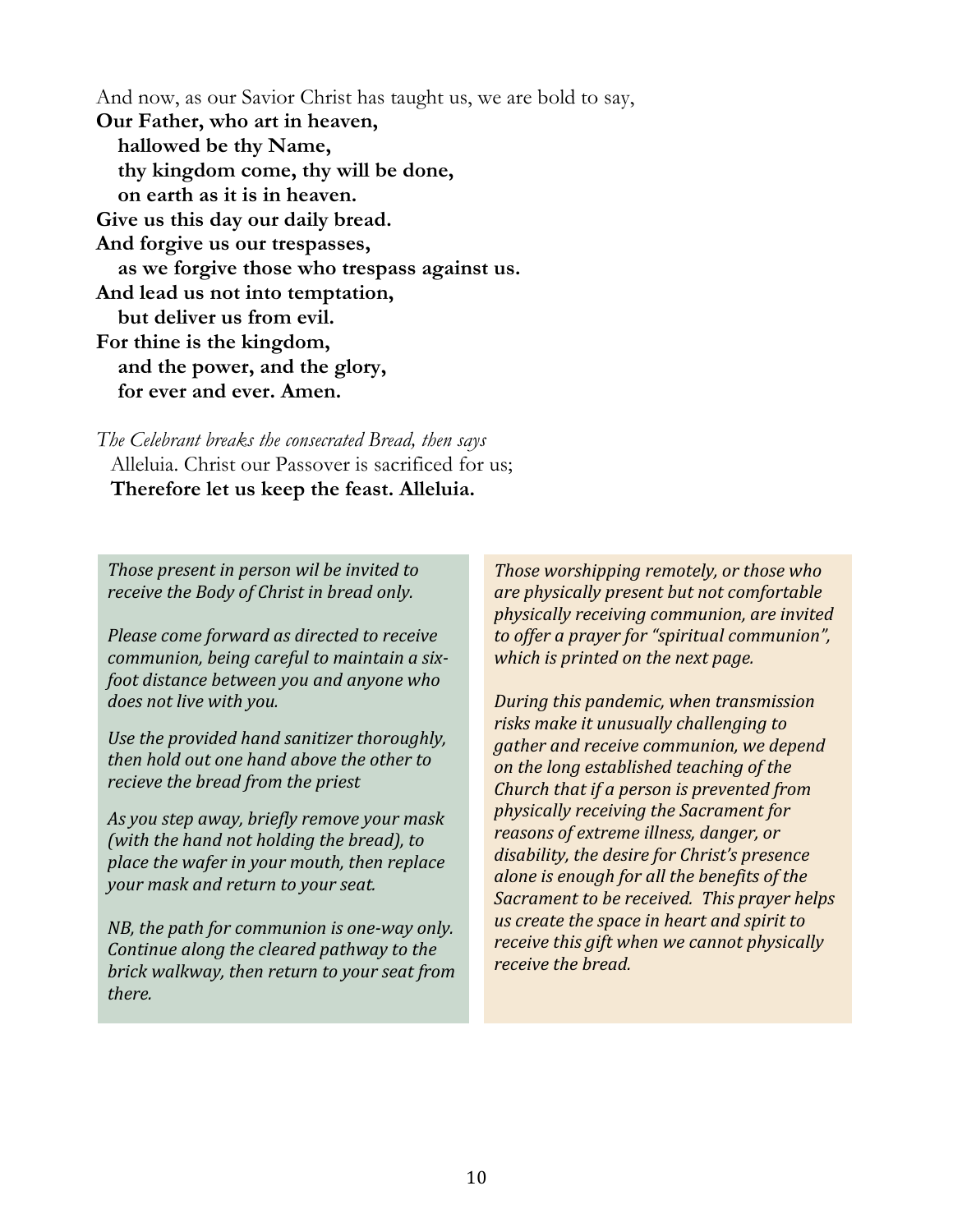And now, as our Savior Christ has taught us, we are bold to say,

**Our Father, who art in heaven,**
**hallowed be thy Name,**
**thy kingdom come, thy will be done,**
**on earth as it is in heaven.**
**Give us this day our daily bread.**
**And forgive us our trespasses,**
**as we forgive those who trespass against us.**
**And lead us not into temptation,**
**but deliver us from evil.**
**For thine is the kingdom,**
**and the power, and the glory,**
**for ever and ever. Amen.**

*The Celebrant breaks the consecrated Bread, then says*

Alleluia. Christ our Passover is sacrificed for us;
**Therefore let us keep the feast. Alleluia.**

*Those present in person wil be invited to receive the Body of Christ in bread only.*

*Please come forward as directed to receive communion, being careful to maintain a six-foot distance between you and anyone who does not live with you.*

*Use the provided hand sanitizer thoroughly, then hold out one hand above the other to recieve the bread from the priest*

*As you step away, briefly remove your mask (with the hand not holding the bread), to place the wafer in your mouth, then replace your mask and return to your seat.*

*NB, the path for communion is one-way only. Continue along the cleared pathway to the brick walkway, then return to your seat from there.*

*Those worshipping remotely, or those who are physically present but not comfortable physically receiving communion, are invited to offer a prayer for "spiritual communion", which is printed on the next page.*

*During this pandemic, when transmission risks make it unusually challenging to gather and receive communion, we depend on the long established teaching of the Church that if a person is prevented from physically receiving the Sacrament for reasons of extreme illness, danger, or disability, the desire for Christ's presence alone is enough for all the benefits of the Sacrament to be received. This prayer helps us create the space in heart and spirit to receive this gift when we cannot physically receive the bread.*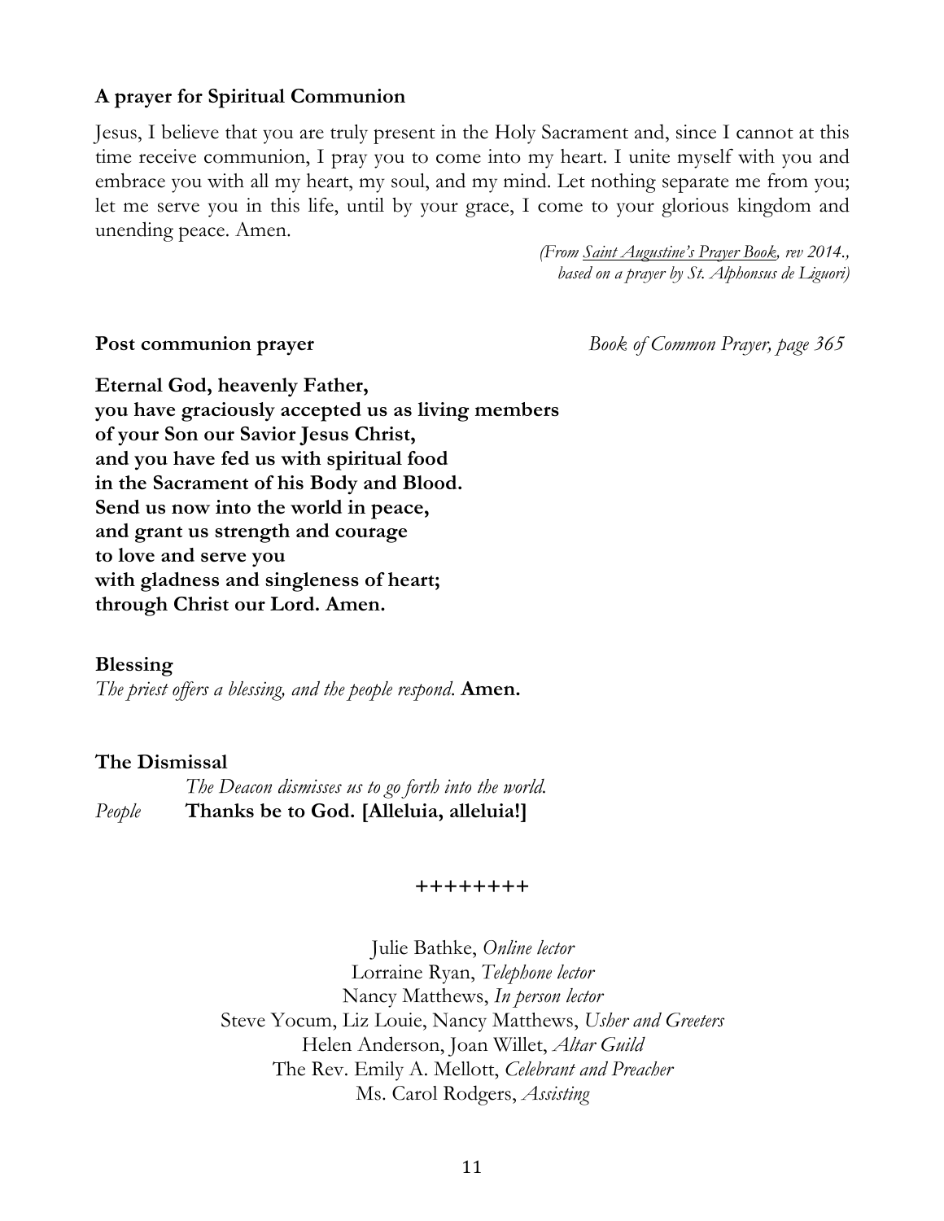**A prayer for Spiritual Communion**

Jesus, I believe that you are truly present in the Holy Sacrament and, since I cannot at this time receive communion, I pray you to come into my heart. I unite myself with you and embrace you with all my heart, my soul, and my mind. Let nothing separate me from you; let me serve you in this life, until by your grace, I come to your glorious kingdom and unending peace. Amen.

*(From Saint Augustine's Prayer Book, rev 2014., based on a prayer by St. Alphonsus de Liguori)*

**Post communion prayer** *Book of Common Prayer, page 365*

**Eternal God, heavenly Father,
you have graciously accepted us as living members
of your Son our Savior Jesus Christ,
and you have fed us with spiritual food
in the Sacrament of his Body and Blood.
Send us now into the world in peace,
and grant us strength and courage
to love and serve you
with gladness and singleness of heart;
through Christ our Lord. Amen.**

**Blessing**

*The priest offers a blessing, and the people respond.* **Amen.**

**The Dismissal**

*The Deacon dismisses us to go forth into the world.*

*People* **Thanks be to God. [Alleluia, alleluia!]**

++++++++

Julie Bathke, *Online lector*
Lorraine Ryan, *Telephone lector*
Nancy Matthews, *In person lector*
Steve Yocum, Liz Louie, Nancy Matthews, *Usher and Greeters*
Helen Anderson, Joan Willet, *Altar Guild*
The Rev. Emily A. Mellott, *Celebrant and Preacher*
Ms. Carol Rodgers, *Assisting*